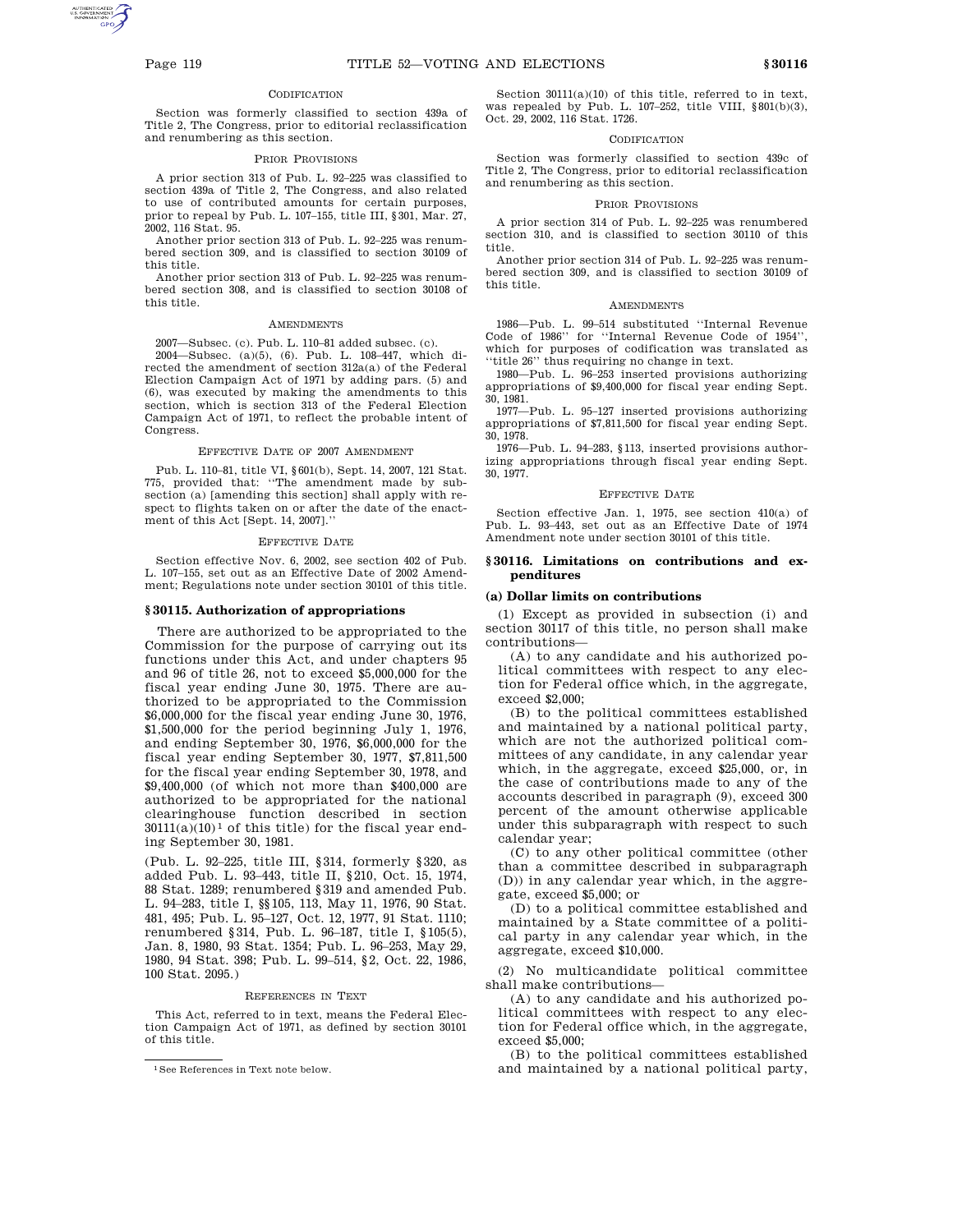CODIFICATION

Section was formerly classified to section 439a of Title 2, The Congress, prior to editorial reclassification and renumbering as this section.

PRIOR PROVISIONS

A prior section 313 of Pub. L. 92–225 was classified to section 439a of Title 2, The Congress, and also related to use of contributed amounts for certain purposes, prior to repeal by Pub. L. 107–155, title III, §301, Mar. 27, 2002, 116 Stat. 95.

Another prior section 313 of Pub. L. 92–225 was renumbered section 309, and is classified to section 30109 of this title.

Another prior section 313 of Pub. L. 92–225 was renumbered section 308, and is classified to section 30108 of this title.

AMENDMENTS

2007—Subsec. (c). Pub. L. 110–81 added subsec. (c).

2004—Subsec. (a)(5), (6). Pub. L. 108–447, which directed the amendment of section 312a(a) of the Federal Election Campaign Act of 1971 by adding pars. (5) and (6), was executed by making the amendments to this section, which is section 313 of the Federal Election Campaign Act of 1971, to reflect the probable intent of Congress.

EFFECTIVE DATE OF 2007 AMENDMENT

Pub. L. 110–81, title VI, §601(b), Sept. 14, 2007, 121 Stat. 775, provided that: ''The amendment made by subsection (a) [amending this section] shall apply with respect to flights taken on or after the date of the enactment of this Act [Sept. 14, 2007].''

EFFECTIVE DATE

Section effective Nov. 6, 2002, see section 402 of Pub. L. 107–155, set out as an Effective Date of 2002 Amendment; Regulations note under section 30101 of this title.

## § 30115. Authorization of appropriations

There are authorized to be appropriated to the Commission for the purpose of carrying out its functions under this Act, and under chapters 95 and 96 of title 26, not to exceed $5,000,000 for the fiscal year ending June 30, 1975. There are authorized to be appropriated to the Commission $6,000,000 for the fiscal year ending June 30, 1976, $1,500,000 for the period beginning July 1, 1976, and ending September 30, 1976, $6,000,000 for the fiscal year ending September 30, 1977, $7,811,500 for the fiscal year ending September 30, 1978, and $9,400,000 (of which not more than $400,000 are authorized to be appropriated for the national clearinghouse function described in section 30111(a)(10)[1] of this title) for the fiscal year ending September 30, 1981.

(Pub. L. 92–225, title III, §314, formerly §320, as added Pub. L. 93–443, title II, §210, Oct. 15, 1974, 88 Stat. 1289; renumbered §319 and amended Pub. L. 94–283, title I, §§105, 113, May 11, 1976, 90 Stat. 481, 495; Pub. L. 95–127, Oct. 12, 1977, 91 Stat. 1110; renumbered §314, Pub. L. 96–187, title I, §105(5), Jan. 8, 1980, 93 Stat. 1354; Pub. L. 96–253, May 29, 1980, 94 Stat. 398; Pub. L. 99–514, §2, Oct. 22, 1986, 100 Stat. 2095.)

REFERENCES IN TEXT

This Act, referred to in text, means the Federal Election Campaign Act of 1971, as defined by section 30101 of this title.

[1] See References in Text note below.

Section 30111(a)(10) of this title, referred to in text, was repealed by Pub. L. 107–252, title VIII, §801(b)(3), Oct. 29, 2002, 116 Stat. 1726.

CODIFICATION

Section was formerly classified to section 439c of Title 2, The Congress, prior to editorial reclassification and renumbering as this section.

PRIOR PROVISIONS

A prior section 314 of Pub. L. 92–225 was renumbered section 310, and is classified to section 30110 of this title.

Another prior section 314 of Pub. L. 92–225 was renumbered section 309, and is classified to section 30109 of this title.

AMENDMENTS

1986—Pub. L. 99–514 substituted ''Internal Revenue Code of 1986'' for ''Internal Revenue Code of 1954'', which for purposes of codification was translated as ''title 26'' thus requiring no change in text.

1980—Pub. L. 96–253 inserted provisions authorizing appropriations of $9,400,000 for fiscal year ending Sept. 30, 1981.

1977—Pub. L. 95–127 inserted provisions authorizing appropriations of $7,811,500 for fiscal year ending Sept. 30, 1978.

1976—Pub. L. 94–283, §113, inserted provisions authorizing appropriations through fiscal year ending Sept. 30, 1977.

EFFECTIVE DATE

Section effective Jan. 1, 1975, see section 410(a) of Pub. L. 93–443, set out as an Effective Date of 1974 Amendment note under section 30101 of this title.

## § 30116. Limitations on contributions and expenditures

### (a) Dollar limits on contributions

(1) Except as provided in subsection (i) and section 30117 of this title, no person shall make contributions—

(A) to any candidate and his authorized political committees with respect to any election for Federal office which, in the aggregate, exceed $2,000;

(B) to the political committees established and maintained by a national political party, which are not the authorized political committees of any candidate, in any calendar year which, in the aggregate, exceed $25,000, or, in the case of contributions made to any of the accounts described in paragraph (9), exceed 300 percent of the amount otherwise applicable under this subparagraph with respect to such calendar year;

(C) to any other political committee (other than a committee described in subparagraph (D)) in any calendar year which, in the aggregate, exceed $5,000; or

(D) to a political committee established and maintained by a State committee of a political party in any calendar year which, in the aggregate, exceed $10,000.

(2) No multicandidate political committee shall make contributions—

(A) to any candidate and his authorized political committees with respect to any election for Federal office which, in the aggregate, exceed $5,000;

(B) to the political committees established and maintained by a national political party,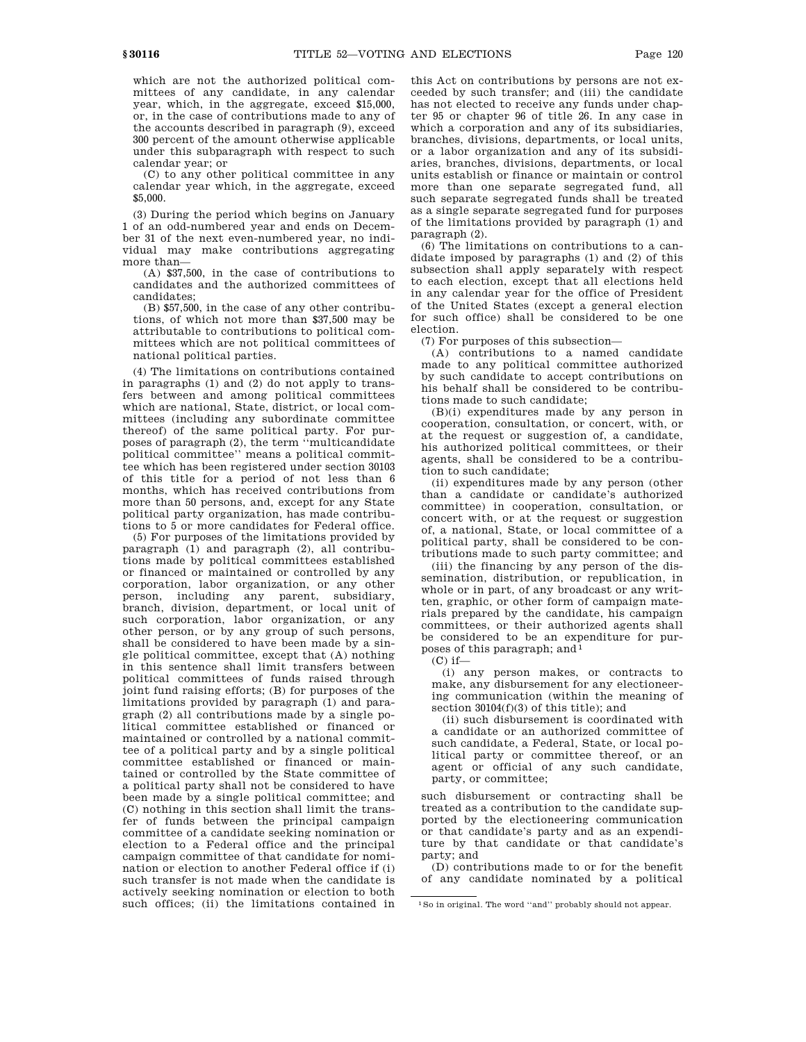which are not the authorized political committees of any candidate, in any calendar year, which, in the aggregate, exceed $15,000, or, in the case of contributions made to any of the accounts described in paragraph (9), exceed 300 percent of the amount otherwise applicable under this subparagraph with respect to such calendar year; or

(C) to any other political committee in any calendar year which, in the aggregate, exceed $5,000.

(3) During the period which begins on January 1 of an odd-numbered year and ends on December 31 of the next even-numbered year, no individual may make contributions aggregating more than—

(A) $37,500, in the case of contributions to candidates and the authorized committees of candidates;

(B) $57,500, in the case of any other contributions, of which not more than $37,500 may be attributable to contributions to political committees which are not political committees of national political parties.

(4) The limitations on contributions contained in paragraphs (1) and (2) do not apply to transfers between and among political committees which are national, State, district, or local committees (including any subordinate committee thereof) of the same political party. For purposes of paragraph (2), the term ''multicandidate political committee'' means a political committee which has been registered under section 30103 of this title for a period of not less than 6 months, which has received contributions from more than 50 persons, and, except for any State political party organization, has made contributions to 5 or more candidates for Federal office.

(5) For purposes of the limitations provided by paragraph (1) and paragraph (2), all contributions made by political committees established or financed or maintained or controlled by any corporation, labor organization, or any other person, including any parent, subsidiary, branch, division, department, or local unit of such corporation, labor organization, or any other person, or by any group of such persons, shall be considered to have been made by a single political committee, except that (A) nothing in this sentence shall limit transfers between political committees of funds raised through joint fund raising efforts; (B) for purposes of the limitations provided by paragraph (1) and paragraph (2) all contributions made by a single political committee established or financed or maintained or controlled by a national committee of a political party and by a single political committee established or financed or maintained or controlled by the State committee of a political party shall not be considered to have been made by a single political committee; and (C) nothing in this section shall limit the transfer of funds between the principal campaign committee of a candidate seeking nomination or election to a Federal office and the principal campaign committee of that candidate for nomination or election to another Federal office if (i) such transfer is not made when the candidate is actively seeking nomination or election to both such offices; (ii) the limitations contained in this Act on contributions by persons are not exceeded by such transfer; and (iii) the candidate has not elected to receive any funds under chapter 95 or chapter 96 of title 26. In any case in which a corporation and any of its subsidiaries, branches, divisions, departments, or local units, or a labor organization and any of its subsidiaries, branches, divisions, departments, or local units establish or finance or maintain or control more than one separate segregated fund, all such separate segregated funds shall be treated as a single separate segregated fund for purposes of the limitations provided by paragraph (1) and paragraph (2).

(6) The limitations on contributions to a candidate imposed by paragraphs (1) and (2) of this subsection shall apply separately with respect to each election, except that all elections held in any calendar year for the office of President of the United States (except a general election for such office) shall be considered to be one election.

(7) For purposes of this subsection—

(A) contributions to a named candidate made to any political committee authorized by such candidate to accept contributions on his behalf shall be considered to be contributions made to such candidate;

(B)(i) expenditures made by any person in cooperation, consultation, or concert, with, or at the request or suggestion of, a candidate, his authorized political committees, or their agents, shall be considered to be a contribution to such candidate;

(ii) expenditures made by any person (other than a candidate or candidate's authorized committee) in cooperation, consultation, or concert with, or at the request or suggestion of, a national, State, or local committee of a political party, shall be considered to be contributions made to such party committee; and

(iii) the financing by any person of the dissemination, distribution, or republication, in whole or in part, of any broadcast or any written, graphic, or other form of campaign materials prepared by the candidate, his campaign committees, or their authorized agents shall be considered to be an expenditure for purposes of this paragraph; and[1]

(C) if—

(i) any person makes, or contracts to make, any disbursement for any electioneering communication (within the meaning of section 30104(f)(3) of this title); and

(ii) such disbursement is coordinated with a candidate or an authorized committee of such candidate, a Federal, State, or local political party or committee thereof, or an agent or official of any such candidate, party, or committee;

such disbursement or contracting shall be treated as a contribution to the candidate supported by the electioneering communication or that candidate's party and as an expenditure by that candidate or that candidate's party; and

(D) contributions made to or for the benefit of any candidate nominated by a political

[1] So in original. The word ''and'' probably should not appear.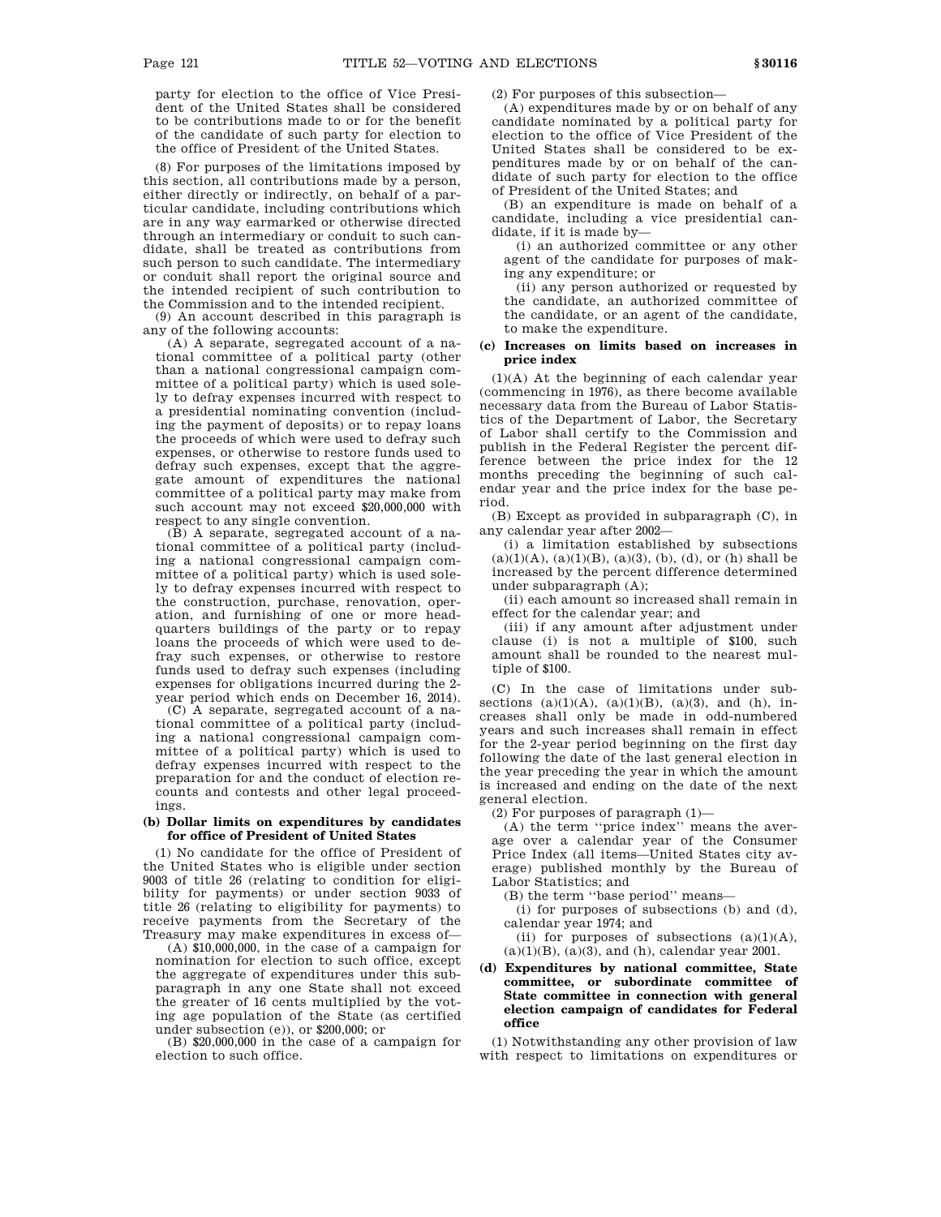party for election to the office of Vice President of the United States shall be considered to be contributions made to or for the benefit of the candidate of such party for election to the office of President of the United States.

(8) For purposes of the limitations imposed by this section, all contributions made by a person, either directly or indirectly, on behalf of a particular candidate, including contributions which are in any way earmarked or otherwise directed through an intermediary or conduit to such candidate, shall be treated as contributions from such person to such candidate. The intermediary or conduit shall report the original source and the intended recipient of such contribution to the Commission and to the intended recipient.

(9) An account described in this paragraph is any of the following accounts:

(A) A separate, segregated account of a national committee of a political party (other than a national congressional campaign committee of a political party) which is used solely to defray expenses incurred with respect to a presidential nominating convention (including the payment of deposits) or to repay loans the proceeds of which were used to defray such expenses, or otherwise to restore funds used to defray such expenses, except that the aggregate amount of expenditures the national committee of a political party may make from such account may not exceed $20,000,000 with respect to any single convention.

(B) A separate, segregated account of a national committee of a political party (including a national congressional campaign committee of a political party) which is used solely to defray expenses incurred with respect to the construction, purchase, renovation, operation, and furnishing of one or more headquarters buildings of the party or to repay loans the proceeds of which were used to defray such expenses, or otherwise to restore funds used to defray such expenses (including expenses for obligations incurred during the 2-year period which ends on December 16, 2014).

(C) A separate, segregated account of a national committee of a political party (including a national congressional campaign committee of a political party) which is used to defray expenses incurred with respect to the preparation for and the conduct of election recounts and contests and other legal proceedings.

**(b) Dollar limits on expenditures by candidates for office of President of United States**

(1) No candidate for the office of President of the United States who is eligible under section 9003 of title 26 (relating to condition for eligibility for payments) or under section 9033 of title 26 (relating to eligibility for payments) to receive payments from the Secretary of the Treasury may make expenditures in excess of—

(A) $10,000,000, in the case of a campaign for nomination for election to such office, except the aggregate of expenditures under this subparagraph in any one State shall not exceed the greater of 16 cents multiplied by the voting age population of the State (as certified under subsection (e)), or $200,000; or

(B) $20,000,000 in the case of a campaign for election to such office.

(2) For purposes of this subsection—

(A) expenditures made by or on behalf of any candidate nominated by a political party for election to the office of Vice President of the United States shall be considered to be expenditures made by or on behalf of the candidate of such party for election to the office of President of the United States; and

(B) an expenditure is made on behalf of a candidate, including a vice presidential candidate, if it is made by—

(i) an authorized committee or any other agent of the candidate for purposes of making any expenditure; or

(ii) any person authorized or requested by the candidate, an authorized committee of the candidate, or an agent of the candidate, to make the expenditure.

**(c) Increases on limits based on increases in price index**

(1)(A) At the beginning of each calendar year (commencing in 1976), as there become available necessary data from the Bureau of Labor Statistics of the Department of Labor, the Secretary of Labor shall certify to the Commission and publish in the Federal Register the percent difference between the price index for the 12 months preceding the beginning of such calendar year and the price index for the base period.

(B) Except as provided in subparagraph (C), in any calendar year after 2002—

(i) a limitation established by subsections (a)(1)(A), (a)(1)(B), (a)(3), (b), (d), or (h) shall be increased by the percent difference determined under subparagraph (A);

(ii) each amount so increased shall remain in effect for the calendar year; and

(iii) if any amount after adjustment under clause (i) is not a multiple of $100, such amount shall be rounded to the nearest multiple of $100.

(C) In the case of limitations under subsections (a)(1)(A), (a)(1)(B), (a)(3), and (h), increases shall only be made in odd-numbered years and such increases shall remain in effect for the 2-year period beginning on the first day following the date of the last general election in the year preceding the year in which the amount is increased and ending on the date of the next general election.

(2) For purposes of paragraph (1)—

(A) the term "price index" means the average over a calendar year of the Consumer Price Index (all items—United States city average) published monthly by the Bureau of Labor Statistics; and

(B) the term "base period" means—

(i) for purposes of subsections (b) and (d), calendar year 1974; and

(ii) for purposes of subsections (a)(1)(A), (a)(1)(B), (a)(3), and (h), calendar year 2001.

**(d) Expenditures by national committee, State committee, or subordinate committee of State committee in connection with general election campaign of candidates for Federal office**

(1) Notwithstanding any other provision of law with respect to limitations on expenditures or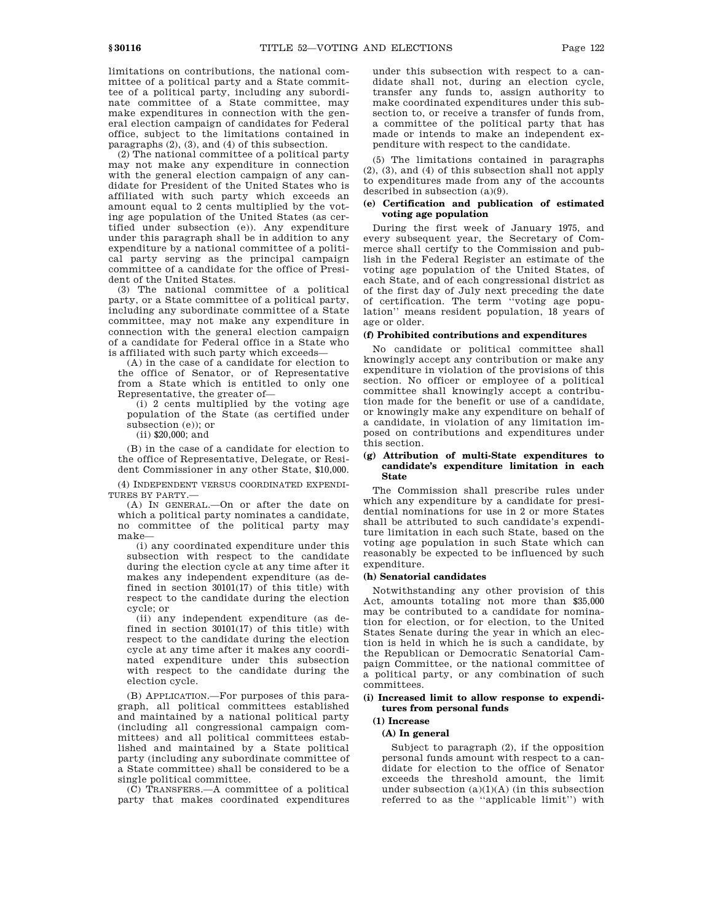limitations on contributions, the national committee of a political party and a State committee of a political party, including any subordinate committee of a State committee, may make expenditures in connection with the general election campaign of candidates for Federal office, subject to the limitations contained in paragraphs (2), (3), and (4) of this subsection.

(2) The national committee of a political party may not make any expenditure in connection with the general election campaign of any candidate for President of the United States who is affiliated with such party which exceeds an amount equal to 2 cents multiplied by the voting age population of the United States (as certified under subsection (e)). Any expenditure under this paragraph shall be in addition to any expenditure by a national committee of a political party serving as the principal campaign committee of a candidate for the office of President of the United States.

(3) The national committee of a political party, or a State committee of a political party, including any subordinate committee of a State committee, may not make any expenditure in connection with the general election campaign of a candidate for Federal office in a State who is affiliated with such party which exceeds—

(A) in the case of a candidate for election to the office of Senator, or of Representative from a State which is entitled to only one Representative, the greater of—

(i) 2 cents multiplied by the voting age population of the State (as certified under subsection (e)); or

(ii) $20,000; and

(B) in the case of a candidate for election to the office of Representative, Delegate, or Resident Commissioner in any other State, $10,000.

(4) INDEPENDENT VERSUS COORDINATED EXPENDITURES BY PARTY.—

(A) IN GENERAL.—On or after the date on which a political party nominates a candidate, no committee of the political party may make—

(i) any coordinated expenditure under this subsection with respect to the candidate during the election cycle at any time after it makes any independent expenditure (as defined in section 30101(17) of this title) with respect to the candidate during the election cycle; or

(ii) any independent expenditure (as defined in section 30101(17) of this title) with respect to the candidate during the election cycle at any time after it makes any coordinated expenditure under this subsection with respect to the candidate during the election cycle.

(B) APPLICATION.—For purposes of this paragraph, all political committees established and maintained by a national political party (including all congressional campaign committees) and all political committees established and maintained by a State political party (including any subordinate committee of a State committee) shall be considered to be a single political committee.

(C) TRANSFERS.—A committee of a political party that makes coordinated expenditures under this subsection with respect to a candidate shall not, during an election cycle, transfer any funds to, assign authority to make coordinated expenditures under this subsection to, or receive a transfer of funds from, a committee of the political party that has made or intends to make an independent expenditure with respect to the candidate.

(5) The limitations contained in paragraphs (2), (3), and (4) of this subsection shall not apply to expenditures made from any of the accounts described in subsection (a)(9).

**(e) Certification and publication of estimated voting age population**

During the first week of January 1975, and every subsequent year, the Secretary of Commerce shall certify to the Commission and publish in the Federal Register an estimate of the voting age population of the United States, of each State, and of each congressional district as of the first day of July next preceding the date of certification. The term ''voting age population'' means resident population, 18 years of age or older.

**(f) Prohibited contributions and expenditures**

No candidate or political committee shall knowingly accept any contribution or make any expenditure in violation of the provisions of this section. No officer or employee of a political committee shall knowingly accept a contribution made for the benefit or use of a candidate, or knowingly make any expenditure on behalf of a candidate, in violation of any limitation imposed on contributions and expenditures under this section.

**(g) Attribution of multi-State expenditures to candidate's expenditure limitation in each State**

The Commission shall prescribe rules under which any expenditure by a candidate for presidential nominations for use in 2 or more States shall be attributed to such candidate's expenditure limitation in each such State, based on the voting age population in such State which can reasonably be expected to be influenced by such expenditure.

**(h) Senatorial candidates**

Notwithstanding any other provision of this Act, amounts totaling not more than $35,000 may be contributed to a candidate for nomination for election, or for election, to the United States Senate during the year in which an election is held in which he is such a candidate, by the Republican or Democratic Senatorial Campaign Committee, or the national committee of a political party, or any combination of such committees.

**(i) Increased limit to allow response to expenditures from personal funds**

**(1) Increase**

**(A) In general**

Subject to paragraph (2), if the opposition personal funds amount with respect to a candidate for election to the office of Senator exceeds the threshold amount, the limit under subsection (a)(1)(A) (in this subsection referred to as the ''applicable limit'') with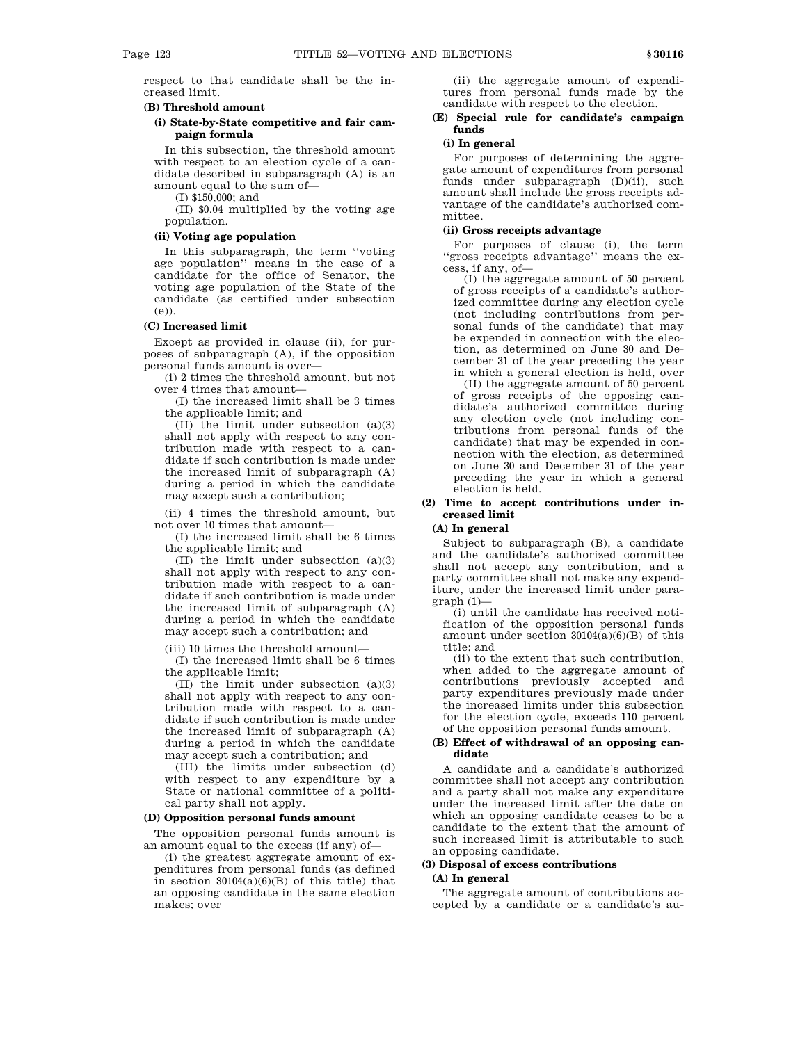respect to that candidate shall be the increased limit.

**(B) Threshold amount**

**(i) State-by-State competitive and fair campaign formula**

In this subsection, the threshold amount with respect to an election cycle of a candidate described in subparagraph (A) is an amount equal to the sum of—

(I) $150,000; and

(II) $0.04 multiplied by the voting age population.

**(ii) Voting age population**

In this subparagraph, the term ''voting age population'' means in the case of a candidate for the office of Senator, the voting age population of the State of the candidate (as certified under subsection (e)).

**(C) Increased limit**

Except as provided in clause (ii), for purposes of subparagraph (A), if the opposition personal funds amount is over—

(i) 2 times the threshold amount, but not over 4 times that amount—

(I) the increased limit shall be 3 times the applicable limit; and

(II) the limit under subsection (a)(3) shall not apply with respect to any contribution made with respect to a candidate if such contribution is made under the increased limit of subparagraph (A) during a period in which the candidate may accept such a contribution;

(ii) 4 times the threshold amount, but not over 10 times that amount—

(I) the increased limit shall be 6 times the applicable limit; and

(II) the limit under subsection (a)(3) shall not apply with respect to any contribution made with respect to a candidate if such contribution is made under the increased limit of subparagraph (A) during a period in which the candidate may accept such a contribution; and

(iii) 10 times the threshold amount—

(I) the increased limit shall be 6 times the applicable limit;

(II) the limit under subsection (a)(3) shall not apply with respect to any contribution made with respect to a candidate if such contribution is made under the increased limit of subparagraph (A) during a period in which the candidate may accept such a contribution; and

(III) the limits under subsection (d) with respect to any expenditure by a State or national committee of a political party shall not apply.

**(D) Opposition personal funds amount**

The opposition personal funds amount is an amount equal to the excess (if any) of—

(i) the greatest aggregate amount of expenditures from personal funds (as defined in section 30104(a)(6)(B) of this title) that an opposing candidate in the same election makes; over

(ii) the aggregate amount of expenditures from personal funds made by the candidate with respect to the election.

**(E) Special rule for candidate's campaign funds**

**(i) In general**

For purposes of determining the aggregate amount of expenditures from personal funds under subparagraph (D)(ii), such amount shall include the gross receipts advantage of the candidate's authorized committee.

**(ii) Gross receipts advantage**

For purposes of clause (i), the term ''gross receipts advantage'' means the excess, if any, of—

(I) the aggregate amount of 50 percent of gross receipts of a candidate's authorized committee during any election cycle (not including contributions from personal funds of the candidate) that may be expended in connection with the election, as determined on June 30 and December 31 of the year preceding the year in which a general election is held, over

(II) the aggregate amount of 50 percent of gross receipts of the opposing candidate's authorized committee during any election cycle (not including contributions from personal funds of the candidate) that may be expended in connection with the election, as determined on June 30 and December 31 of the year preceding the year in which a general election is held.

**(2) Time to accept contributions under increased limit**

**(A) In general**

Subject to subparagraph (B), a candidate and the candidate's authorized committee shall not accept any contribution, and a party committee shall not make any expenditure, under the increased limit under paragraph (1)—

(i) until the candidate has received notification of the opposition personal funds amount under section 30104(a)(6)(B) of this title; and

(ii) to the extent that such contribution, when added to the aggregate amount of contributions previously accepted and party expenditures previously made under the increased limits under this subsection for the election cycle, exceeds 110 percent of the opposition personal funds amount.

**(B) Effect of withdrawal of an opposing candidate**

A candidate and a candidate's authorized committee shall not accept any contribution and a party shall not make any expenditure under the increased limit after the date on which an opposing candidate ceases to be a candidate to the extent that the amount of such increased limit is attributable to such an opposing candidate.

**(3) Disposal of excess contributions**

**(A) In general**

The aggregate amount of contributions accepted by a candidate or a candidate's au-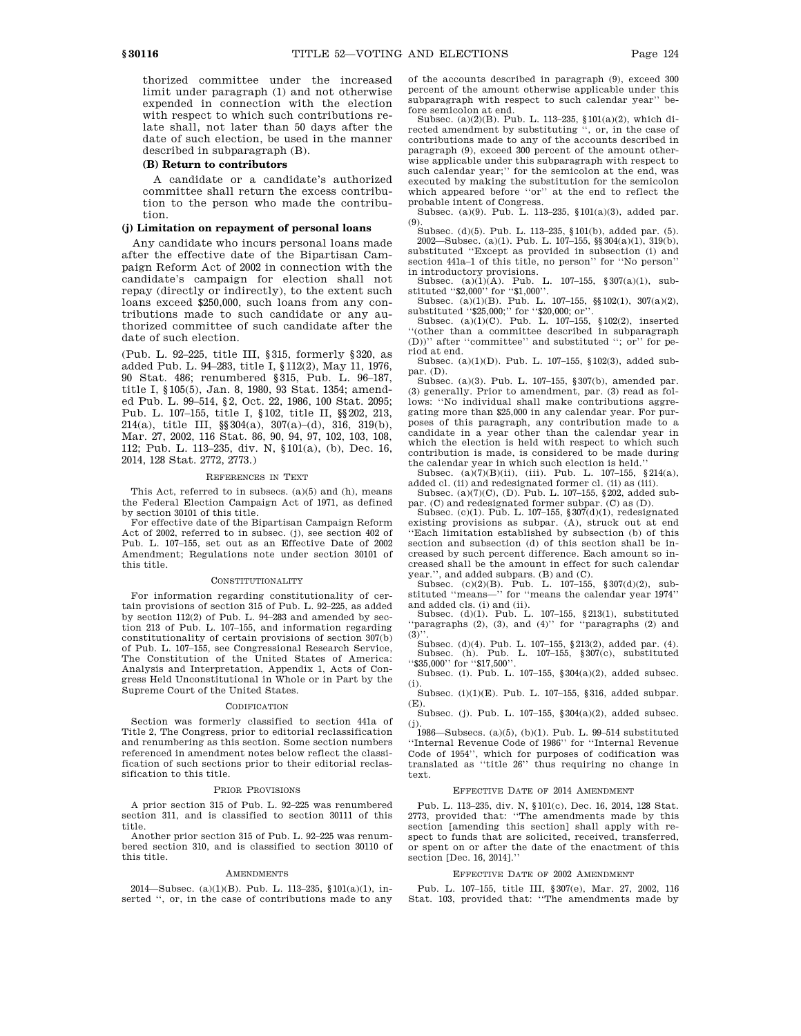thorized committee under the increased limit under paragraph (1) and not otherwise expended in connection with the election with respect to which such contributions relate shall, not later than 50 days after the date of such election, be used in the manner described in subparagraph (B).

**(B) Return to contributors**

A candidate or a candidate's authorized committee shall return the excess contribution to the person who made the contribution.

**(j) Limitation on repayment of personal loans**

Any candidate who incurs personal loans made after the effective date of the Bipartisan Campaign Reform Act of 2002 in connection with the candidate's campaign for election shall not repay (directly or indirectly), to the extent such loans exceed $250,000, such loans from any contributions made to such candidate or any authorized committee of such candidate after the date of such election.

(Pub. L. 92–225, title III, §315, formerly §320, as added Pub. L. 94–283, title I, §112(2), May 11, 1976, 90 Stat. 486; renumbered §315, Pub. L. 96–187, title I, §105(5), Jan. 8, 1980, 93 Stat. 1354; amended Pub. L. 99–514, §2, Oct. 22, 1986, 100 Stat. 2095; Pub. L. 107–155, title I, §102, title II, §§202, 213, 214(a), title III, §§304(a), 307(a)–(d), 316, 319(b), Mar. 27, 2002, 116 Stat. 86, 90, 94, 97, 102, 103, 108, 112; Pub. L. 113–235, div. N, §101(a), (b), Dec. 16, 2014, 128 Stat. 2772, 2773.)

REFERENCES IN TEXT

This Act, referred to in subsecs. (a)(5) and (h), means the Federal Election Campaign Act of 1971, as defined by section 30101 of this title.

For effective date of the Bipartisan Campaign Reform Act of 2002, referred to in subsec. (j), see section 402 of Pub. L. 107–155, set out as an Effective Date of 2002 Amendment; Regulations note under section 30101 of this title.

CONSTITUTIONALITY

For information regarding constitutionality of certain provisions of section 315 of Pub. L. 92–225, as added by section 112(2) of Pub. L. 94–283 and amended by section 213 of Pub. L. 107–155, and information regarding constitutionality of certain provisions of section 307(b) of Pub. L. 107–155, see Congressional Research Service, The Constitution of the United States of America: Analysis and Interpretation, Appendix 1, Acts of Congress Held Unconstitutional in Whole or in Part by the Supreme Court of the United States.

CODIFICATION

Section was formerly classified to section 441a of Title 2, The Congress, prior to editorial reclassification and renumbering as this section. Some section numbers referenced in amendment notes below reflect the classification of such sections prior to their editorial reclassification to this title.

PRIOR PROVISIONS

A prior section 315 of Pub. L. 92–225 was renumbered section 311, and is classified to section 30111 of this title.

Another prior section 315 of Pub. L. 92–225 was renumbered section 310, and is classified to section 30110 of this title.

AMENDMENTS

2014—Subsec. (a)(1)(B). Pub. L. 113–235, §101(a)(1), inserted ", or, in the case of contributions made to any of the accounts described in paragraph (9), exceed 300 percent of the amount otherwise applicable under this subparagraph with respect to such calendar year" before semicolon at end.

Subsec. (a)(2)(B). Pub. L. 113–235, §101(a)(2), which directed amendment by substituting ", or, in the case of contributions made to any of the accounts described in paragraph (9), exceed 300 percent of the amount otherwise applicable under this subparagraph with respect to such calendar year;" for the semicolon at the end, was executed by making the substitution for the semicolon which appeared before "or" at the end to reflect the probable intent of Congress.

Subsec. (a)(9). Pub. L. 113–235, §101(a)(3), added par. (9).

Subsec. (d)(5). Pub. L. 113–235, §101(b), added par. (5).

2002—Subsec. (a)(1). Pub. L. 107–155, §§304(a)(1), 319(b), substituted "Except as provided in subsection (i) and section 441a–1 of this title, no person" for "No person" in introductory provisions.

Subsec. (a)(1)(A). Pub. L. 107–155, §307(a)(1), substituted "$2,000" for "$1,000".

Subsec. (a)(1)(B). Pub. L. 107–155, §§102(1), 307(a)(2), substituted "$25,000;" for "$20,000; or".

Subsec. (a)(1)(C). Pub. L. 107–155, §102(2), inserted "(other than a committee described in subparagraph (D))" after "committee" and substituted "; or" for period at end.

Subsec. (a)(1)(D). Pub. L. 107–155, §102(3), added subpar. (D).

Subsec. (a)(3). Pub. L. 107–155, §307(b), amended par. (3) generally. Prior to amendment, par. (3) read as follows: "No individual shall make contributions aggregating more than $25,000 in any calendar year. For purposes of this paragraph, any contribution made to a candidate in a year other than the calendar year in which the election is held with respect to which such contribution is made, is considered to be made during the calendar year in which such election is held."

Subsec. (a)(7)(B)(ii), (iii). Pub. L. 107–155, §214(a), added cl. (ii) and redesignated former cl. (ii) as (iii).

Subsec. (a)(7)(C), (D). Pub. L. 107–155, §202, added subpar. (C) and redesignated former subpar. (C) as (D).

Subsec. (c)(1). Pub. L. 107–155, §307(d)(1), redesignated existing provisions as subpar. (A), struck out at end "Each limitation established by subsection (b) of this section and subsection (d) of this section shall be increased by such percent difference. Each amount so increased shall be the amount in effect for such calendar year.", and added subpars. (B) and (C).

Subsec. (c)(2)(B). Pub. L. 107–155, §307(d)(2), substituted "means—" for "means the calendar year 1974" and added cls. (i) and (ii).

Subsec. (d)(1). Pub. L. 107–155, §213(1), substituted "paragraphs (2), (3), and (4)" for "paragraphs (2) and (3)".

Subsec. (d)(4). Pub. L. 107–155, §213(2), added par. (4).

Subsec. (h). Pub. L. 107–155, §307(c), substituted "$35,000" for "$17,500".

Subsec. (i). Pub. L. 107–155, §304(a)(2), added subsec. (i).

Subsec. (i)(1)(E). Pub. L. 107–155, §316, added subpar. (E).

Subsec. (j). Pub. L. 107–155, §304(a)(2), added subsec. (j).

1986—Subsecs. (a)(5), (b)(1). Pub. L. 99–514 substituted "Internal Revenue Code of 1986" for "Internal Revenue Code of 1954", which for purposes of codification was translated as "title 26" thus requiring no change in text.

EFFECTIVE DATE OF 2014 AMENDMENT

Pub. L. 113–235, div. N, §101(c), Dec. 16, 2014, 128 Stat. 2773, provided that: "The amendments made by this section [amending this section] shall apply with respect to funds that are solicited, received, transferred, or spent on or after the date of the enactment of this section [Dec. 16, 2014]."

EFFECTIVE DATE OF 2002 AMENDMENT

Pub. L. 107–155, title III, §307(e), Mar. 27, 2002, 116 Stat. 103, provided that: "The amendments made by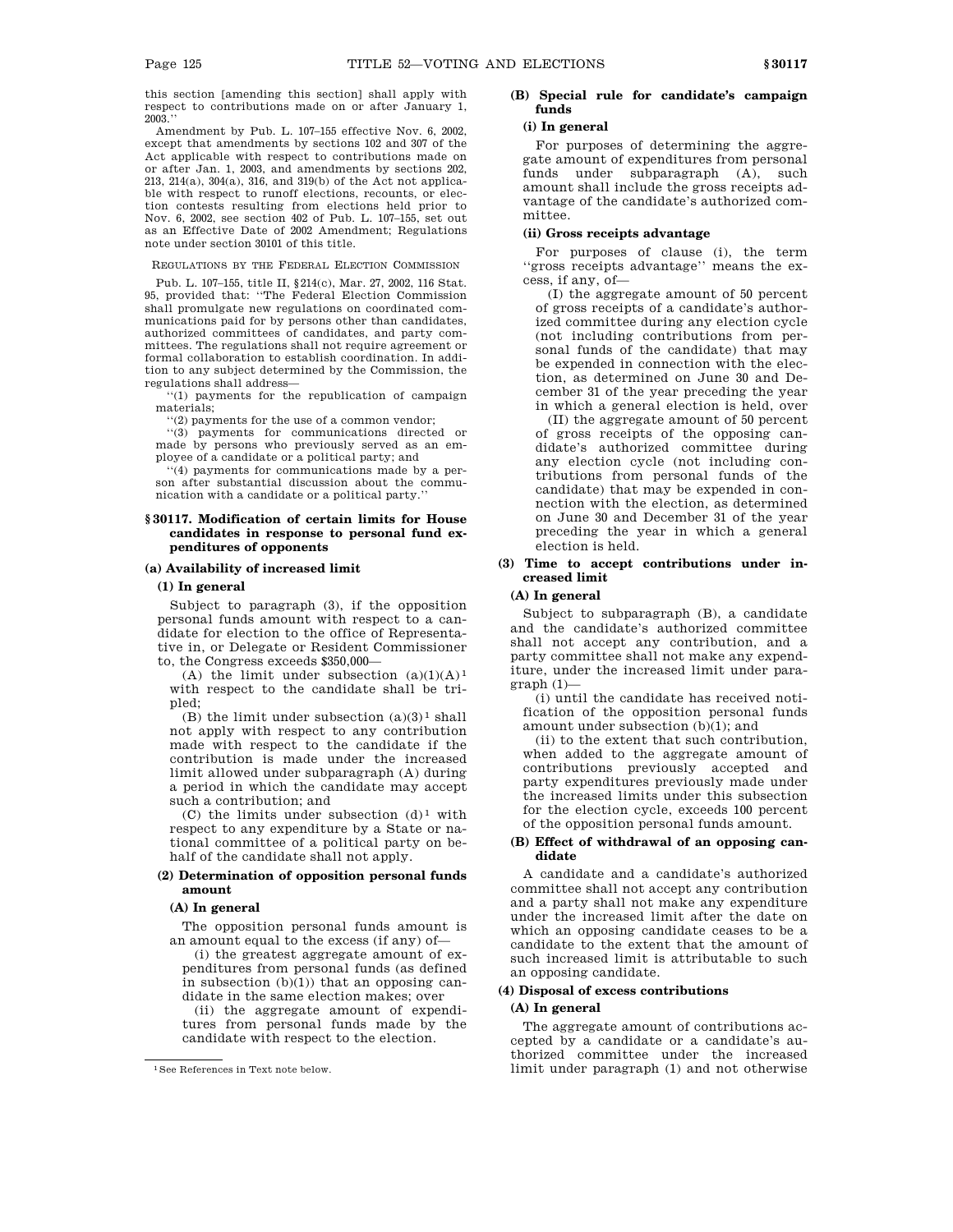this section [amending this section] shall apply with respect to contributions made on or after January 1, 2003.''

Amendment by Pub. L. 107–155 effective Nov. 6, 2002, except that amendments by sections 102 and 307 of the Act applicable with respect to contributions made on or after Jan. 1, 2003, and amendments by sections 202, 213, 214(a), 304(a), 316, and 319(b) of the Act not applicable with respect to runoff elections, recounts, or election contests resulting from elections held prior to Nov. 6, 2002, see section 402 of Pub. L. 107–155, set out as an Effective Date of 2002 Amendment; Regulations note under section 30101 of this title.

REGULATIONS BY THE FEDERAL ELECTION COMMISSION

Pub. L. 107–155, title II, §214(c), Mar. 27, 2002, 116 Stat. 95, provided that: ''The Federal Election Commission shall promulgate new regulations on coordinated communications paid for by persons other than candidates, authorized committees of candidates, and party committees. The regulations shall not require agreement or formal collaboration to establish coordination. In addition to any subject determined by the Commission, the regulations shall address—

''(1) payments for the republication of campaign materials;

''(2) payments for the use of a common vendor;

''(3) payments for communications directed or made by persons who previously served as an employee of a candidate or a political party; and

''(4) payments for communications made by a person after substantial discussion about the communication with a candidate or a political party.''

## § 30117. Modification of certain limits for House candidates in response to personal fund expenditures of opponents

### (a) Availability of increased limit

#### (1) In general

Subject to paragraph (3), if the opposition personal funds amount with respect to a candidate for election to the office of Representative in, or Delegate or Resident Commissioner to, the Congress exceeds $350,000—

(A) the limit under subsection (a)(1)(A)[1] with respect to the candidate shall be tripled;

(B) the limit under subsection (a)(3)[1] shall not apply with respect to any contribution made with respect to the candidate if the contribution is made under the increased limit allowed under subparagraph (A) during a period in which the candidate may accept such a contribution; and

(C) the limits under subsection (d)[1] with respect to any expenditure by a State or national committee of a political party on behalf of the candidate shall not apply.

#### (2) Determination of opposition personal funds amount

##### (A) In general

The opposition personal funds amount is an amount equal to the excess (if any) of—

(i) the greatest aggregate amount of expenditures from personal funds (as defined in subsection (b)(1)) that an opposing candidate in the same election makes; over

(ii) the aggregate amount of expenditures from personal funds made by the candidate with respect to the election.

##### (B) Special rule for candidate's campaign funds

###### (i) In general

For purposes of determining the aggregate amount of expenditures from personal funds under subparagraph (A), such amount shall include the gross receipts advantage of the candidate's authorized committee.

###### (ii) Gross receipts advantage

For purposes of clause (i), the term ''gross receipts advantage'' means the excess, if any, of—

(I) the aggregate amount of 50 percent of gross receipts of a candidate's authorized committee during any election cycle (not including contributions from personal funds of the candidate) that may be expended in connection with the election, as determined on June 30 and December 31 of the year preceding the year in which a general election is held, over

(II) the aggregate amount of 50 percent of gross receipts of the opposing candidate's authorized committee during any election cycle (not including contributions from personal funds of the candidate) that may be expended in connection with the election, as determined on June 30 and December 31 of the year preceding the year in which a general election is held.

#### (3) Time to accept contributions under increased limit

##### (A) In general

Subject to subparagraph (B), a candidate and the candidate's authorized committee shall not accept any contribution, and a party committee shall not make any expenditure, under the increased limit under paragraph (1)—

(i) until the candidate has received notification of the opposition personal funds amount under subsection (b)(1); and

(ii) to the extent that such contribution, when added to the aggregate amount of contributions previously accepted and party expenditures previously made under the increased limits under this subsection for the election cycle, exceeds 100 percent of the opposition personal funds amount.

##### (B) Effect of withdrawal of an opposing candidate

A candidate and a candidate's authorized committee shall not accept any contribution and a party shall not make any expenditure under the increased limit after the date on which an opposing candidate ceases to be a candidate to the extent that the amount of such increased limit is attributable to such an opposing candidate.

#### (4) Disposal of excess contributions

##### (A) In general

The aggregate amount of contributions accepted by a candidate or a candidate's authorized committee under the increased limit under paragraph (1) and not otherwise

[1] See References in Text note below.